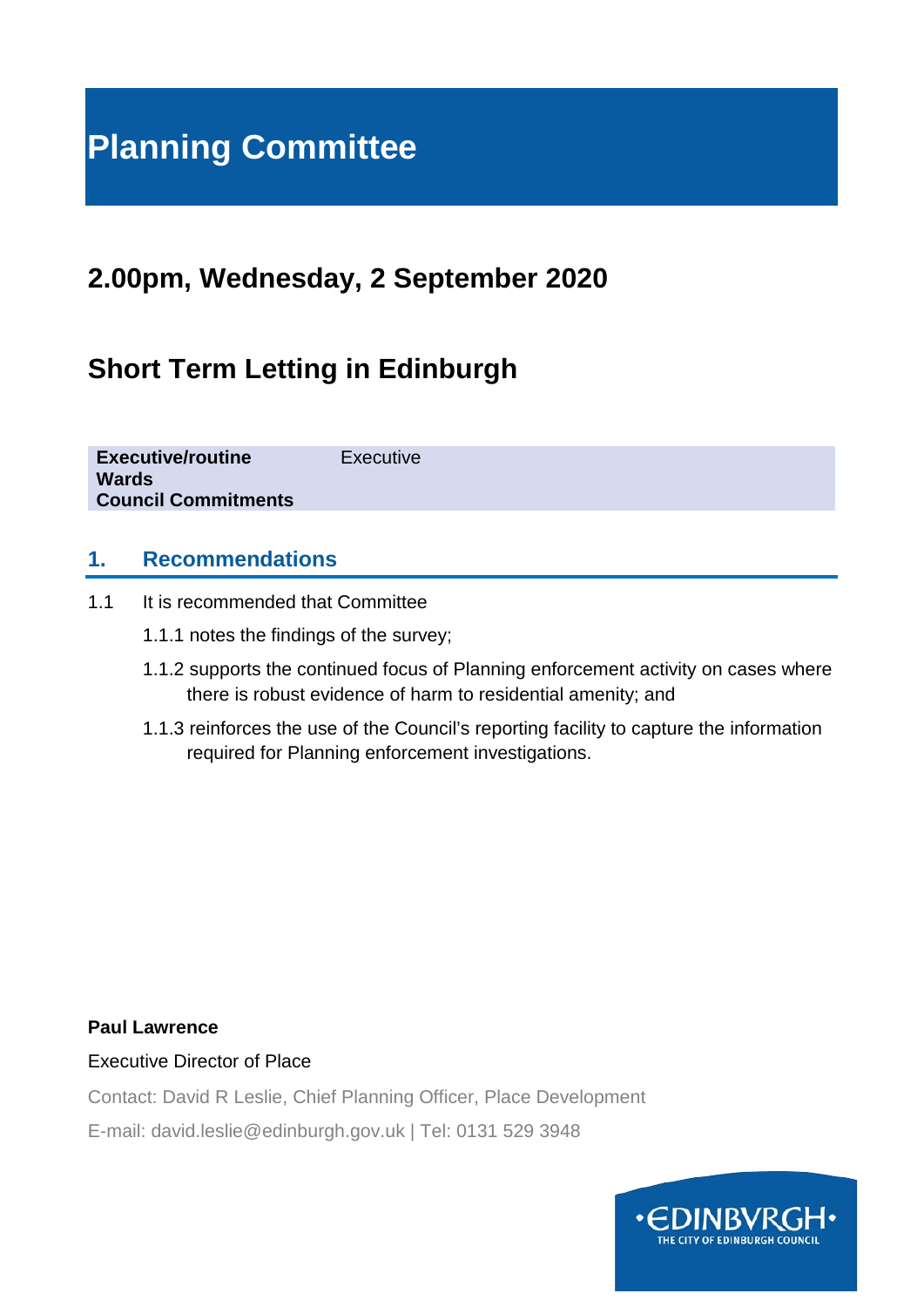# Planning Committee

## 2.00pm, Wednesday, 2 September 2020

## Short Term Letting in Edinburgh

| **Executive/routine** | Executive |
|---|---|
| **Wards** | |
| **Council Commitments** | |

### 1. Recommendations

1.1 It is recommended that Committee

1.1.1 notes the findings of the survey;

1.1.2 supports the continued focus of Planning enforcement activity on cases where there is robust evidence of harm to residential amenity; and

1.1.3 reinforces the use of the Council's reporting facility to capture the information required for Planning enforcement investigations.

**Paul Lawrence**

Executive Director of Place

Contact: David R Leslie, Chief Planning Officer, Place Development

E-mail: david.leslie@edinburgh.gov.uk | Tel: 0131 529 3948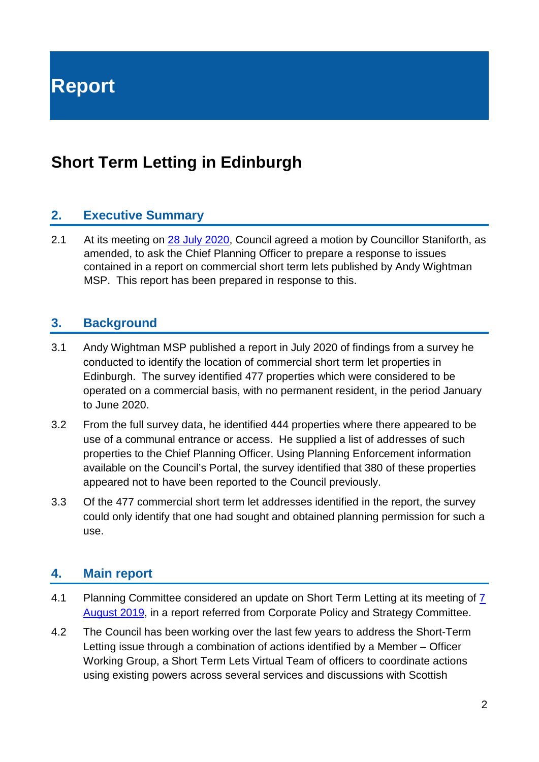# Report

## Short Term Letting in Edinburgh

### 2. Executive Summary

2.1 At its meeting on 28 July 2020, Council agreed a motion by Councillor Staniforth, as amended, to ask the Chief Planning Officer to prepare a response to issues contained in a report on commercial short term lets published by Andy Wightman MSP. This report has been prepared in response to this.

### 3. Background

3.1 Andy Wightman MSP published a report in July 2020 of findings from a survey he conducted to identify the location of commercial short term let properties in Edinburgh. The survey identified 477 properties which were considered to be operated on a commercial basis, with no permanent resident, in the period January to June 2020.

3.2 From the full survey data, he identified 444 properties where there appeared to be use of a communal entrance or access. He supplied a list of addresses of such properties to the Chief Planning Officer. Using Planning Enforcement information available on the Council's Portal, the survey identified that 380 of these properties appeared not to have been reported to the Council previously.

3.3 Of the 477 commercial short term let addresses identified in the report, the survey could only identify that one had sought and obtained planning permission for such a use.

### 4. Main report

4.1 Planning Committee considered an update on Short Term Letting at its meeting of 7 August 2019, in a report referred from Corporate Policy and Strategy Committee.

4.2 The Council has been working over the last few years to address the Short-Term Letting issue through a combination of actions identified by a Member – Officer Working Group, a Short Term Lets Virtual Team of officers to coordinate actions using existing powers across several services and discussions with Scottish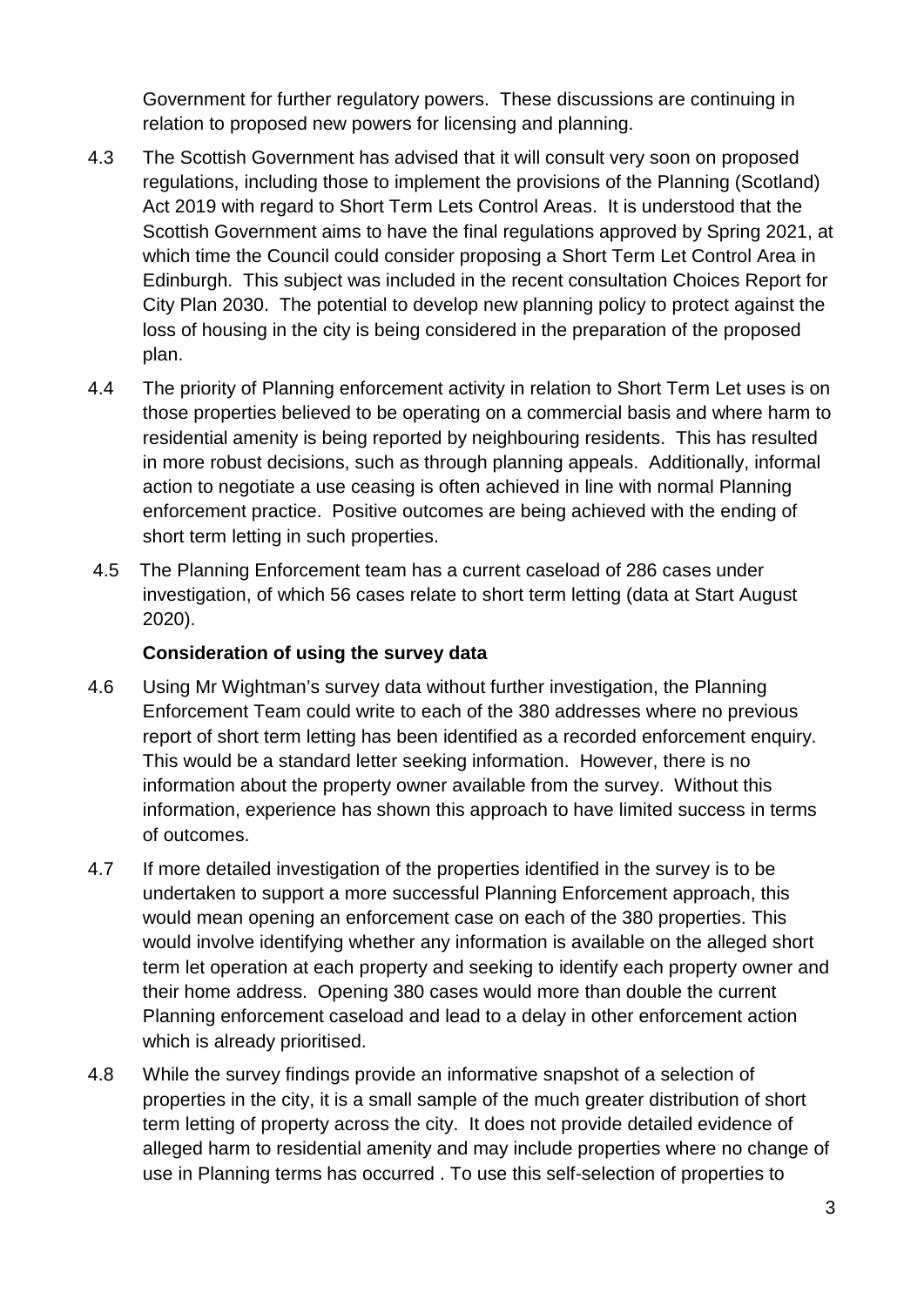Government for further regulatory powers. These discussions are continuing in relation to proposed new powers for licensing and planning.

4.3 The Scottish Government has advised that it will consult very soon on proposed regulations, including those to implement the provisions of the Planning (Scotland) Act 2019 with regard to Short Term Lets Control Areas. It is understood that the Scottish Government aims to have the final regulations approved by Spring 2021, at which time the Council could consider proposing a Short Term Let Control Area in Edinburgh. This subject was included in the recent consultation Choices Report for City Plan 2030. The potential to develop new planning policy to protect against the loss of housing in the city is being considered in the preparation of the proposed plan.

4.4 The priority of Planning enforcement activity in relation to Short Term Let uses is on those properties believed to be operating on a commercial basis and where harm to residential amenity is being reported by neighbouring residents. This has resulted in more robust decisions, such as through planning appeals. Additionally, informal action to negotiate a use ceasing is often achieved in line with normal Planning enforcement practice. Positive outcomes are being achieved with the ending of short term letting in such properties.

4.5 The Planning Enforcement team has a current caseload of 286 cases under investigation, of which 56 cases relate to short term letting (data at Start August 2020).

**Consideration of using the survey data**

4.6 Using Mr Wightman's survey data without further investigation, the Planning Enforcement Team could write to each of the 380 addresses where no previous report of short term letting has been identified as a recorded enforcement enquiry. This would be a standard letter seeking information. However, there is no information about the property owner available from the survey. Without this information, experience has shown this approach to have limited success in terms of outcomes.

4.7 If more detailed investigation of the properties identified in the survey is to be undertaken to support a more successful Planning Enforcement approach, this would mean opening an enforcement case on each of the 380 properties. This would involve identifying whether any information is available on the alleged short term let operation at each property and seeking to identify each property owner and their home address. Opening 380 cases would more than double the current Planning enforcement caseload and lead to a delay in other enforcement action which is already prioritised.

4.8 While the survey findings provide an informative snapshot of a selection of properties in the city, it is a small sample of the much greater distribution of short term letting of property across the city. It does not provide detailed evidence of alleged harm to residential amenity and may include properties where no change of use in Planning terms has occurred . To use this self-selection of properties to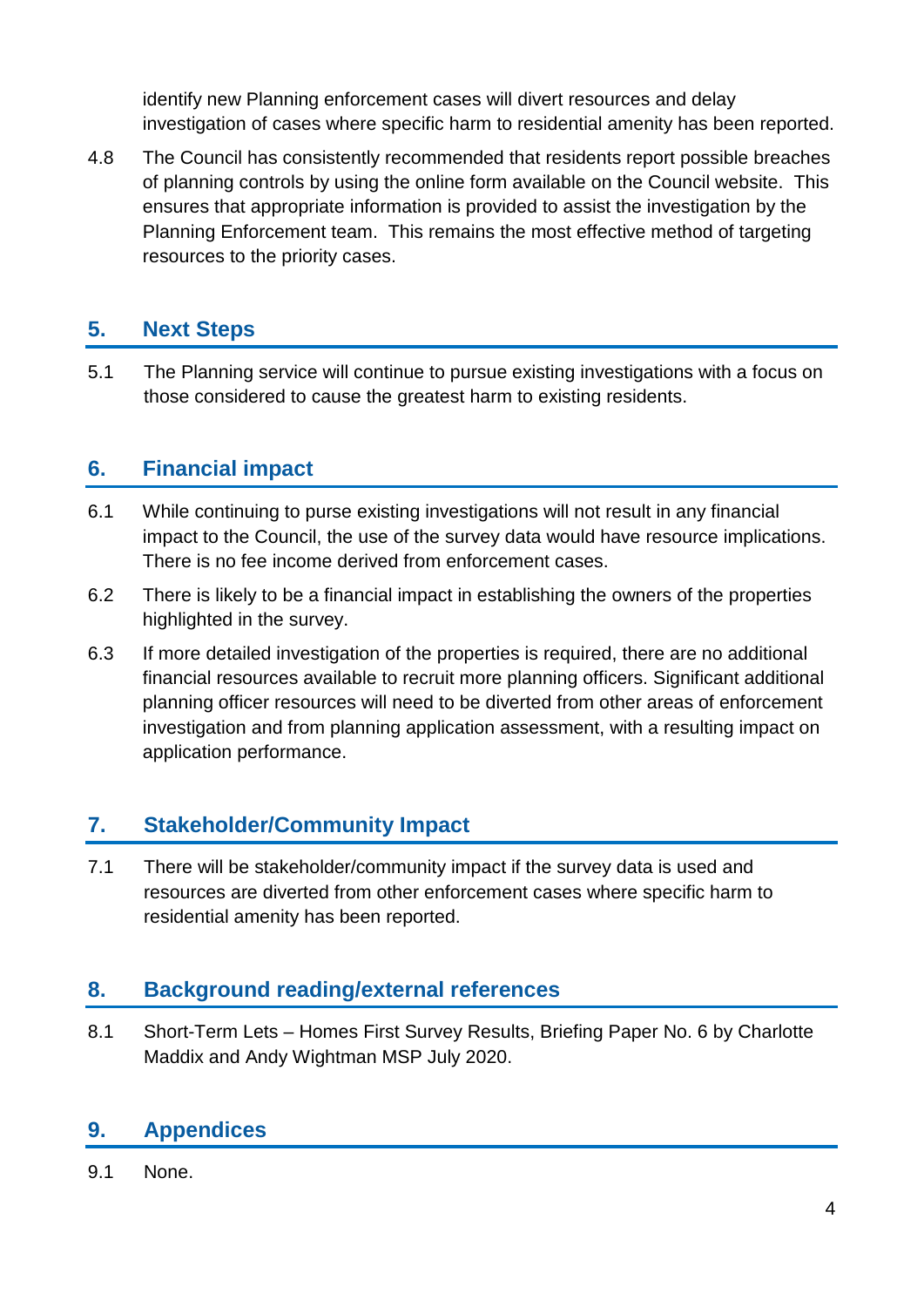identify new Planning enforcement cases will divert resources and delay investigation of cases where specific harm to residential amenity has been reported.

4.8 The Council has consistently recommended that residents report possible breaches of planning controls by using the online form available on the Council website. This ensures that appropriate information is provided to assist the investigation by the Planning Enforcement team. This remains the most effective method of targeting resources to the priority cases.

## 5. Next Steps

5.1 The Planning service will continue to pursue existing investigations with a focus on those considered to cause the greatest harm to existing residents.

## 6. Financial impact

6.1 While continuing to purse existing investigations will not result in any financial impact to the Council, the use of the survey data would have resource implications. There is no fee income derived from enforcement cases.

6.2 There is likely to be a financial impact in establishing the owners of the properties highlighted in the survey.

6.3 If more detailed investigation of the properties is required, there are no additional financial resources available to recruit more planning officers. Significant additional planning officer resources will need to be diverted from other areas of enforcement investigation and from planning application assessment, with a resulting impact on application performance.

## 7. Stakeholder/Community Impact

7.1 There will be stakeholder/community impact if the survey data is used and resources are diverted from other enforcement cases where specific harm to residential amenity has been reported.

## 8. Background reading/external references

8.1 Short-Term Lets – Homes First Survey Results, Briefing Paper No. 6 by Charlotte Maddix and Andy Wightman MSP July 2020.

## 9. Appendices

9.1 None.